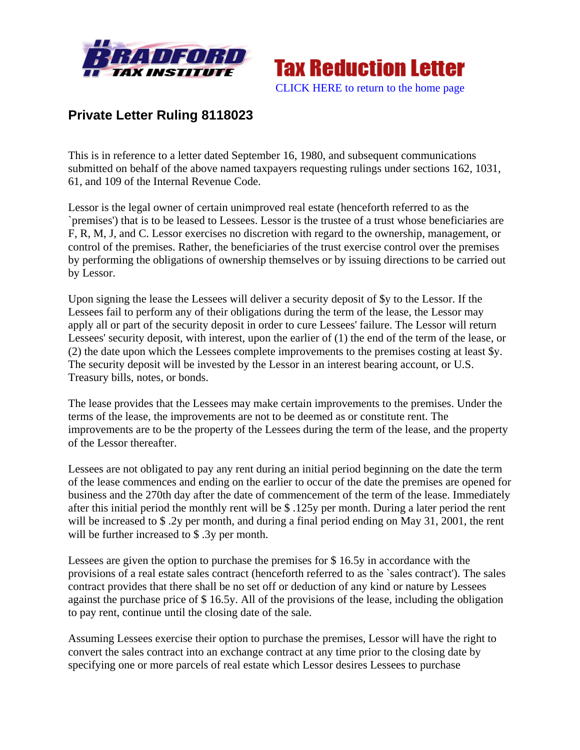# Private Letter Ruling 8118023

This is in reference to a letter dated September 16, 1980, and subsequent communications submitted on behalf of the above named taxpayers requesting rulings under sections 162, 1031, 61, and 109 of the Internal Revenue Code.

Lessor is the legal owner of certain unimproved real estate (henceforth referred to as the `premises') that is to be leased to Lessees. Lessor is the trustee of a trust whose beneficiaries are F, R, M, J, and C. Lessor exercises no discretion with regard to the ownership, management, or control of the premises. Rather, the beneficiaries of the trust exercise control over the premises by performing the obligations of ownership themselves or by issuing directions to be carried out by Lessor.

Upon signing the lease the Lessees will deliver a security deposit of $y to the Lessor. If the Lessees fail to perform any of their obligations during the term of the lease, the Lessor may apply all or part of the security deposit in order to cure Lessees' failure. The Lessor will return Lessees' security deposit, with interest, upon the earlier of (1) the end of the term of the lease, or (2) the date upon which the Lessees complete improvements to the premises costing at least $y. The security deposit will be invested by the Lessor in an interest bearing account, or U.S. Treasury bills, notes, or bonds.

The lease provides that the Lessees may make certain improvements to the premises. Under the terms of the lease, the improvements are not to be deemed as or constitute rent. The improvements are to be the property of the Lessees during the term of the lease, and the property of the Lessor thereafter.

Lessees are not obligated to pay any rent during an initial period beginning on the date the term of the lease commences and ending on the earlier to occur of the date the premises are opened for business and the 270th day after the date of commencement of the term of the lease. Immediately after this initial period the monthly rent will be $ .125y per month. During a later period the rent will be increased to $ .2y per month, and during a final period ending on May 31, 2001, the rent will be further increased to $ .3y per month.

Lessees are given the option to purchase the premises for $ 16.5y in accordance with the provisions of a real estate sales contract (henceforth referred to as the `sales contract'). The sales contract provides that there shall be no set off or deduction of any kind or nature by Lessees against the purchase price of $ 16.5y. All of the provisions of the lease, including the obligation to pay rent, continue until the closing date of the sale.

Assuming Lessees exercise their option to purchase the premises, Lessor will have the right to convert the sales contract into an exchange contract at any time prior to the closing date by specifying one or more parcels of real estate which Lessor desires Lessees to purchase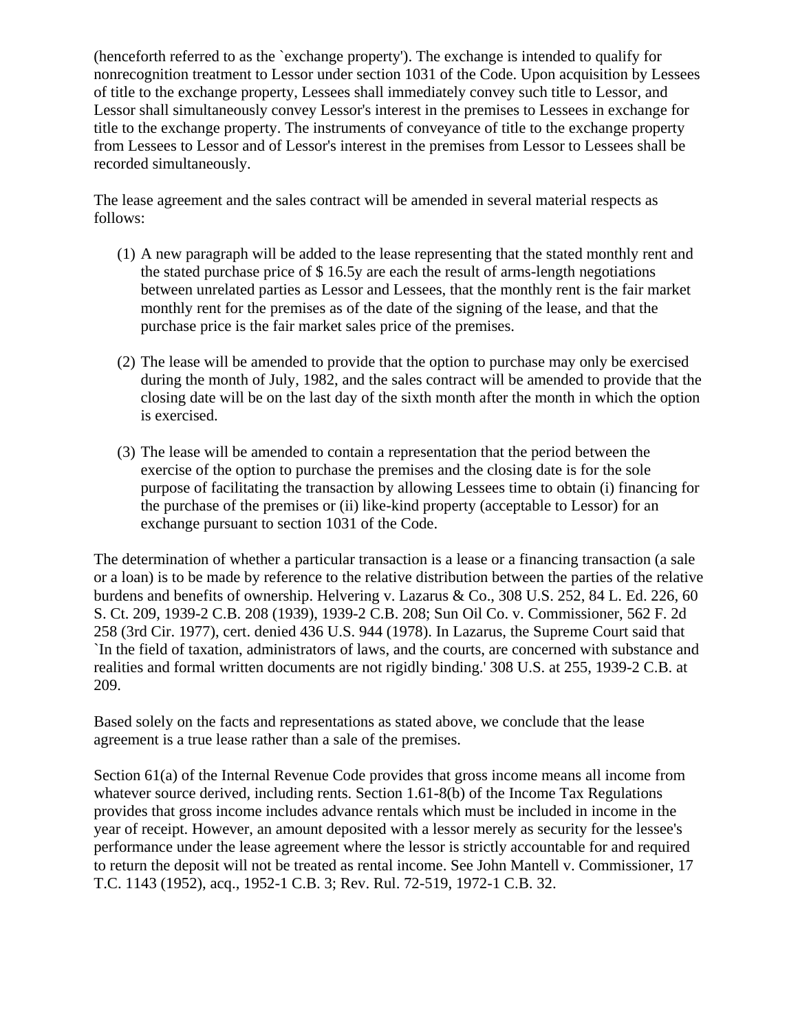(henceforth referred to as the `exchange property'). The exchange is intended to qualify for nonrecognition treatment to Lessor under section 1031 of the Code. Upon acquisition by Lessees of title to the exchange property, Lessees shall immediately convey such title to Lessor, and Lessor shall simultaneously convey Lessor's interest in the premises to Lessees in exchange for title to the exchange property. The instruments of conveyance of title to the exchange property from Lessees to Lessor and of Lessor's interest in the premises from Lessor to Lessees shall be recorded simultaneously.

The lease agreement and the sales contract will be amended in several material respects as follows:

(1) A new paragraph will be added to the lease representing that the stated monthly rent and the stated purchase price of $ 16.5y are each the result of arms-length negotiations between unrelated parties as Lessor and Lessees, that the monthly rent is the fair market monthly rent for the premises as of the date of the signing of the lease, and that the purchase price is the fair market sales price of the premises.

(2) The lease will be amended to provide that the option to purchase may only be exercised during the month of July, 1982, and the sales contract will be amended to provide that the closing date will be on the last day of the sixth month after the month in which the option is exercised.

(3) The lease will be amended to contain a representation that the period between the exercise of the option to purchase the premises and the closing date is for the sole purpose of facilitating the transaction by allowing Lessees time to obtain (i) financing for the purchase of the premises or (ii) like-kind property (acceptable to Lessor) for an exchange pursuant to section 1031 of the Code.

The determination of whether a particular transaction is a lease or a financing transaction (a sale or a loan) is to be made by reference to the relative distribution between the parties of the relative burdens and benefits of ownership. Helvering v. Lazarus & Co., 308 U.S. 252, 84 L. Ed. 226, 60 S. Ct. 209, 1939-2 C.B. 208 (1939), 1939-2 C.B. 208; Sun Oil Co. v. Commissioner, 562 F. 2d 258 (3rd Cir. 1977), cert. denied 436 U.S. 944 (1978). In Lazarus, the Supreme Court said that `In the field of taxation, administrators of laws, and the courts, are concerned with substance and realities and formal written documents are not rigidly binding.' 308 U.S. at 255, 1939-2 C.B. at 209.

Based solely on the facts and representations as stated above, we conclude that the lease agreement is a true lease rather than a sale of the premises.

Section 61(a) of the Internal Revenue Code provides that gross income means all income from whatever source derived, including rents. Section 1.61-8(b) of the Income Tax Regulations provides that gross income includes advance rentals which must be included in income in the year of receipt. However, an amount deposited with a lessor merely as security for the lessee's performance under the lease agreement where the lessor is strictly accountable for and required to return the deposit will not be treated as rental income. See John Mantell v. Commissioner, 17 T.C. 1143 (1952), acq., 1952-1 C.B. 3; Rev. Rul. 72-519, 1972-1 C.B. 32.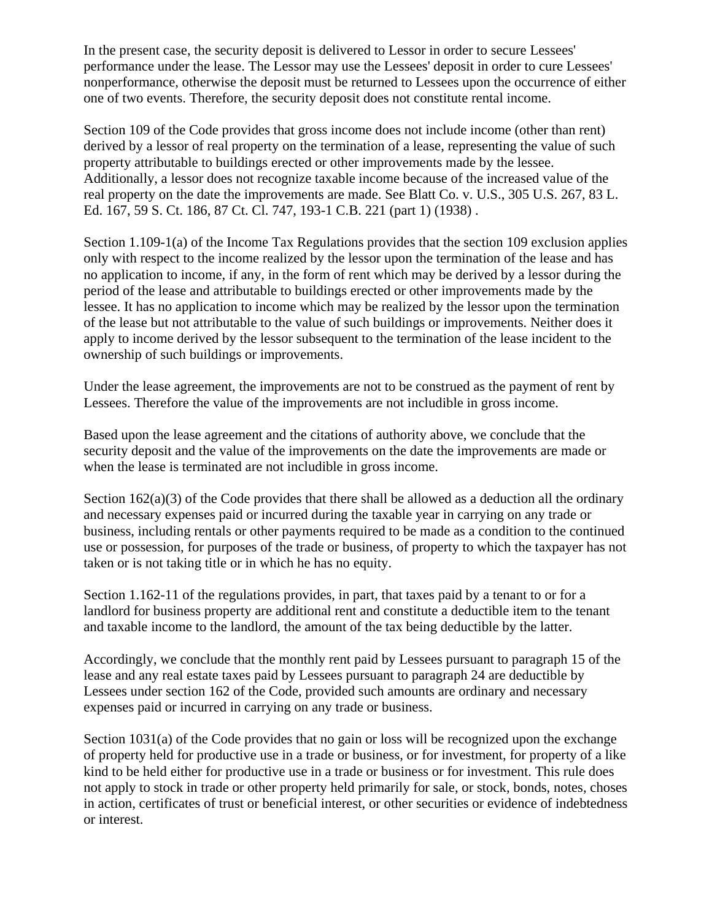In the present case, the security deposit is delivered to Lessor in order to secure Lessees' performance under the lease. The Lessor may use the Lessees' deposit in order to cure Lessees' nonperformance, otherwise the deposit must be returned to Lessees upon the occurrence of either one of two events. Therefore, the security deposit does not constitute rental income.

Section 109 of the Code provides that gross income does not include income (other than rent) derived by a lessor of real property on the termination of a lease, representing the value of such property attributable to buildings erected or other improvements made by the lessee. Additionally, a lessor does not recognize taxable income because of the increased value of the real property on the date the improvements are made. See Blatt Co. v. U.S., 305 U.S. 267, 83 L. Ed. 167, 59 S. Ct. 186, 87 Ct. Cl. 747, 193-1 C.B. 221 (part 1) (1938) .

Section 1.109-1(a) of the Income Tax Regulations provides that the section 109 exclusion applies only with respect to the income realized by the lessor upon the termination of the lease and has no application to income, if any, in the form of rent which may be derived by a lessor during the period of the lease and attributable to buildings erected or other improvements made by the lessee. It has no application to income which may be realized by the lessor upon the termination of the lease but not attributable to the value of such buildings or improvements. Neither does it apply to income derived by the lessor subsequent to the termination of the lease incident to the ownership of such buildings or improvements.

Under the lease agreement, the improvements are not to be construed as the payment of rent by Lessees. Therefore the value of the improvements are not includible in gross income.

Based upon the lease agreement and the citations of authority above, we conclude that the security deposit and the value of the improvements on the date the improvements are made or when the lease is terminated are not includible in gross income.

Section 162(a)(3) of the Code provides that there shall be allowed as a deduction all the ordinary and necessary expenses paid or incurred during the taxable year in carrying on any trade or business, including rentals or other payments required to be made as a condition to the continued use or possession, for purposes of the trade or business, of property to which the taxpayer has not taken or is not taking title or in which he has no equity.

Section 1.162-11 of the regulations provides, in part, that taxes paid by a tenant to or for a landlord for business property are additional rent and constitute a deductible item to the tenant and taxable income to the landlord, the amount of the tax being deductible by the latter.

Accordingly, we conclude that the monthly rent paid by Lessees pursuant to paragraph 15 of the lease and any real estate taxes paid by Lessees pursuant to paragraph 24 are deductible by Lessees under section 162 of the Code, provided such amounts are ordinary and necessary expenses paid or incurred in carrying on any trade or business.

Section 1031(a) of the Code provides that no gain or loss will be recognized upon the exchange of property held for productive use in a trade or business, or for investment, for property of a like kind to be held either for productive use in a trade or business or for investment. This rule does not apply to stock in trade or other property held primarily for sale, or stock, bonds, notes, choses in action, certificates of trust or beneficial interest, or other securities or evidence of indebtedness or interest.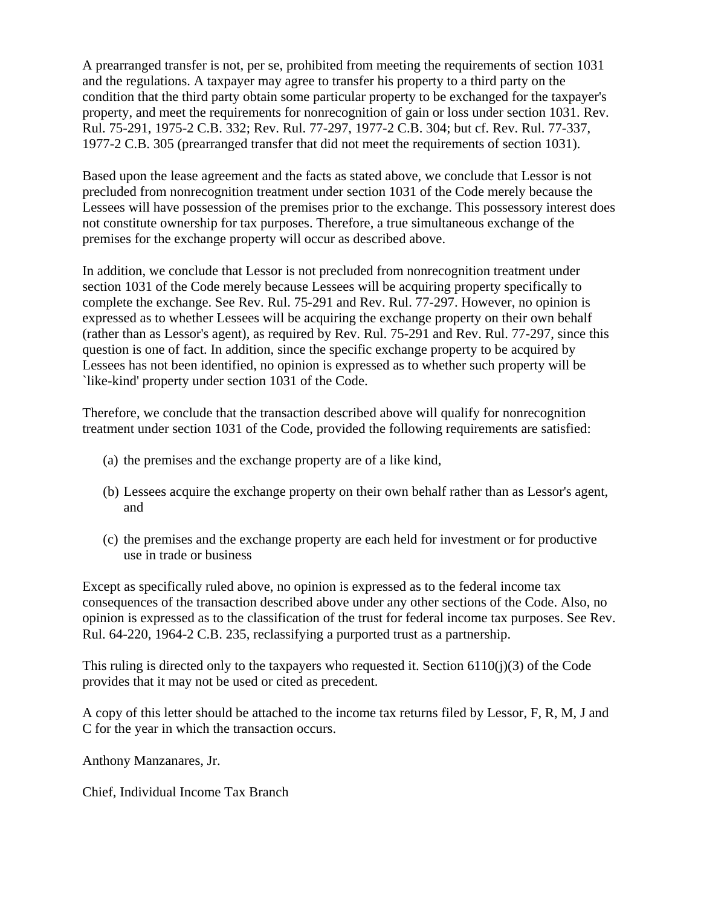A prearranged transfer is not, per se, prohibited from meeting the requirements of section 1031 and the regulations. A taxpayer may agree to transfer his property to a third party on the condition that the third party obtain some particular property to be exchanged for the taxpayer's property, and meet the requirements for nonrecognition of gain or loss under section 1031. Rev. Rul. 75-291, 1975-2 C.B. 332; Rev. Rul. 77-297, 1977-2 C.B. 304; but cf. Rev. Rul. 77-337, 1977-2 C.B. 305 (prearranged transfer that did not meet the requirements of section 1031).

Based upon the lease agreement and the facts as stated above, we conclude that Lessor is not precluded from nonrecognition treatment under section 1031 of the Code merely because the Lessees will have possession of the premises prior to the exchange. This possessory interest does not constitute ownership for tax purposes. Therefore, a true simultaneous exchange of the premises for the exchange property will occur as described above.

In addition, we conclude that Lessor is not precluded from nonrecognition treatment under section 1031 of the Code merely because Lessees will be acquiring property specifically to complete the exchange. See Rev. Rul. 75-291 and Rev. Rul. 77-297. However, no opinion is expressed as to whether Lessees will be acquiring the exchange property on their own behalf (rather than as Lessor's agent), as required by Rev. Rul. 75-291 and Rev. Rul. 77-297, since this question is one of fact. In addition, since the specific exchange property to be acquired by Lessees has not been identified, no opinion is expressed as to whether such property will be `like-kind' property under section 1031 of the Code.

Therefore, we conclude that the transaction described above will qualify for nonrecognition treatment under section 1031 of the Code, provided the following requirements are satisfied:

(a) the premises and the exchange property are of a like kind,

(b) Lessees acquire the exchange property on their own behalf rather than as Lessor's agent, and

(c) the premises and the exchange property are each held for investment or for productive use in trade or business

Except as specifically ruled above, no opinion is expressed as to the federal income tax consequences of the transaction described above under any other sections of the Code. Also, no opinion is expressed as to the classification of the trust for federal income tax purposes. See Rev. Rul. 64-220, 1964-2 C.B. 235, reclassifying a purported trust as a partnership.

This ruling is directed only to the taxpayers who requested it. Section 6110(j)(3) of the Code provides that it may not be used or cited as precedent.

A copy of this letter should be attached to the income tax returns filed by Lessor, F, R, M, J and C for the year in which the transaction occurs.

Anthony Manzanares, Jr.

Chief, Individual Income Tax Branch